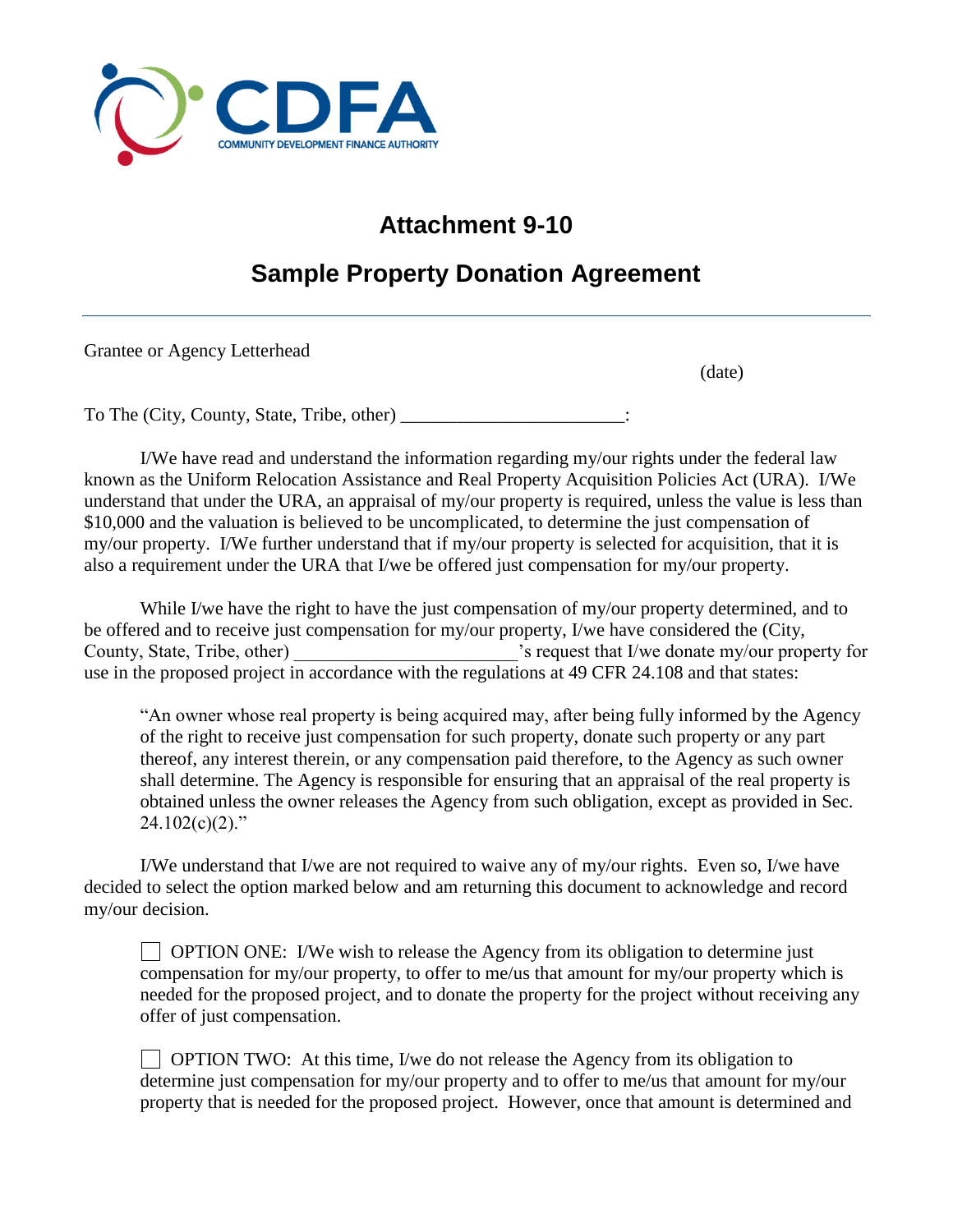CDFA
COMMUNITY DEVELOPMENT FINANCE AUTHORITY

# Attachment 9-10

## Sample Property Donation Agreement

---

Grantee or Agency Letterhead

(date)

To The (City, County, State, Tribe, other) _______________________:

I/We have read and understand the information regarding my/our rights under the federal law known as the Uniform Relocation Assistance and Real Property Acquisition Policies Act (URA). I/We understand that under the URA, an appraisal of my/our property is required, unless the value is less than $10,000 and the valuation is believed to be uncomplicated, to determine the just compensation of my/our property. I/We further understand that if my/our property is selected for acquisition, that it is also a requirement under the URA that I/we be offered just compensation for my/our property.

While I/we have the right to have the just compensation of my/our property determined, and to be offered and to receive just compensation for my/our property, I/we have considered the (City, County, State, Tribe, other) _______________________'s request that I/we donate my/our property for use in the proposed project in accordance with the regulations at 49 CFR 24.108 and that states:

> "An owner whose real property is being acquired may, after being fully informed by the Agency of the right to receive just compensation for such property, donate such property or any part thereof, any interest therein, or any compensation paid therefore, to the Agency as such owner shall determine. The Agency is responsible for ensuring that an appraisal of the real property is obtained unless the owner releases the Agency from such obligation, except as provided in Sec. 24.102(c)(2)."

I/We understand that I/we are not required to waive any of my/our rights. Even so, I/we have decided to select the option marked below and am returning this document to acknowledge and record my/our decision.

☐ OPTION ONE: I/We wish to release the Agency from its obligation to determine just compensation for my/our property, to offer to me/us that amount for my/our property which is needed for the proposed project, and to donate the property for the project without receiving any offer of just compensation.

☐ OPTION TWO: At this time, I/we do not release the Agency from its obligation to determine just compensation for my/our property and to offer to me/us that amount for my/our property that is needed for the proposed project. However, once that amount is determined and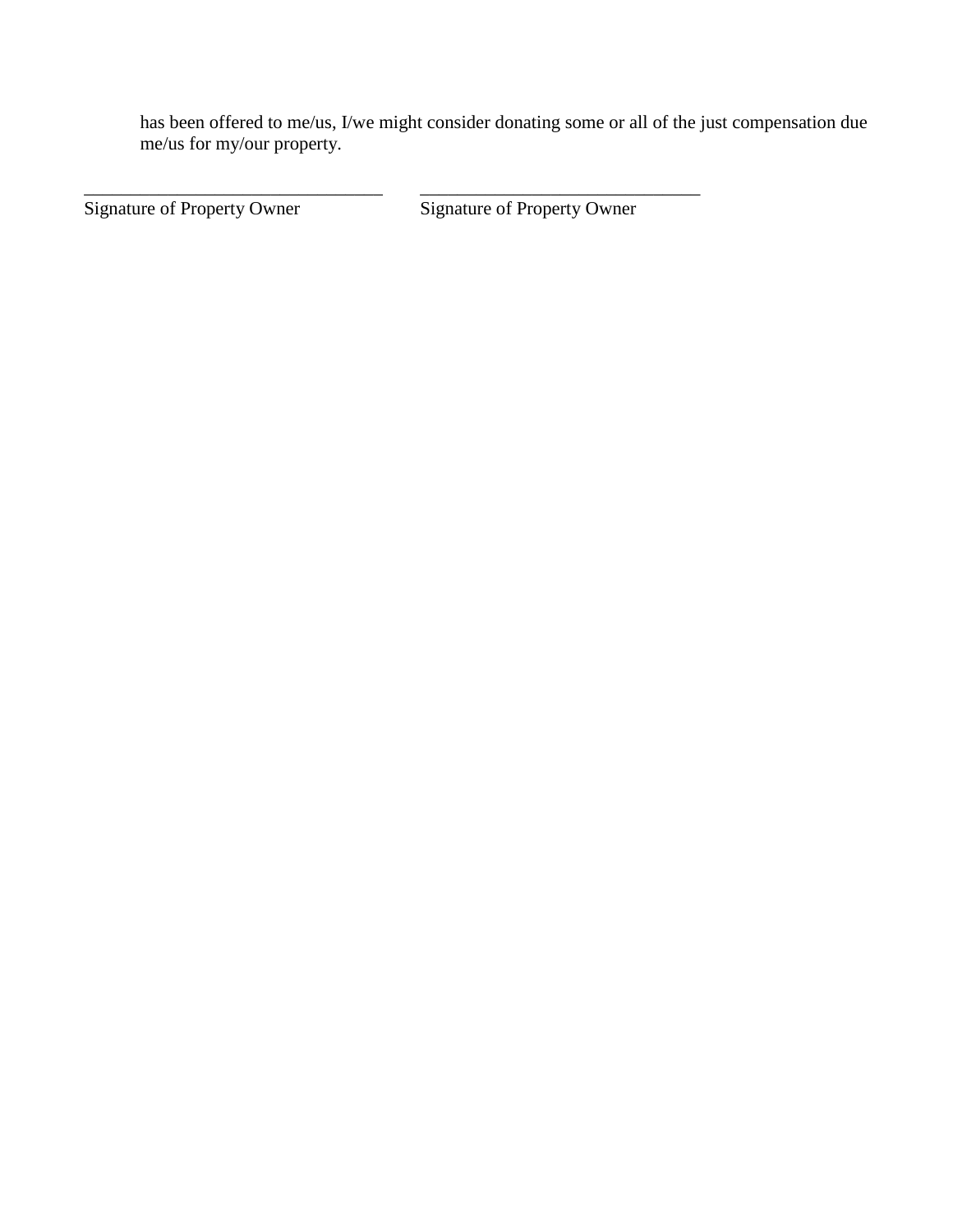has been offered to me/us, I/we might consider donating some or all of the just compensation due me/us for my/our property.

_________________________________ _______________________________

Signature of Property Owner Signature of Property Owner